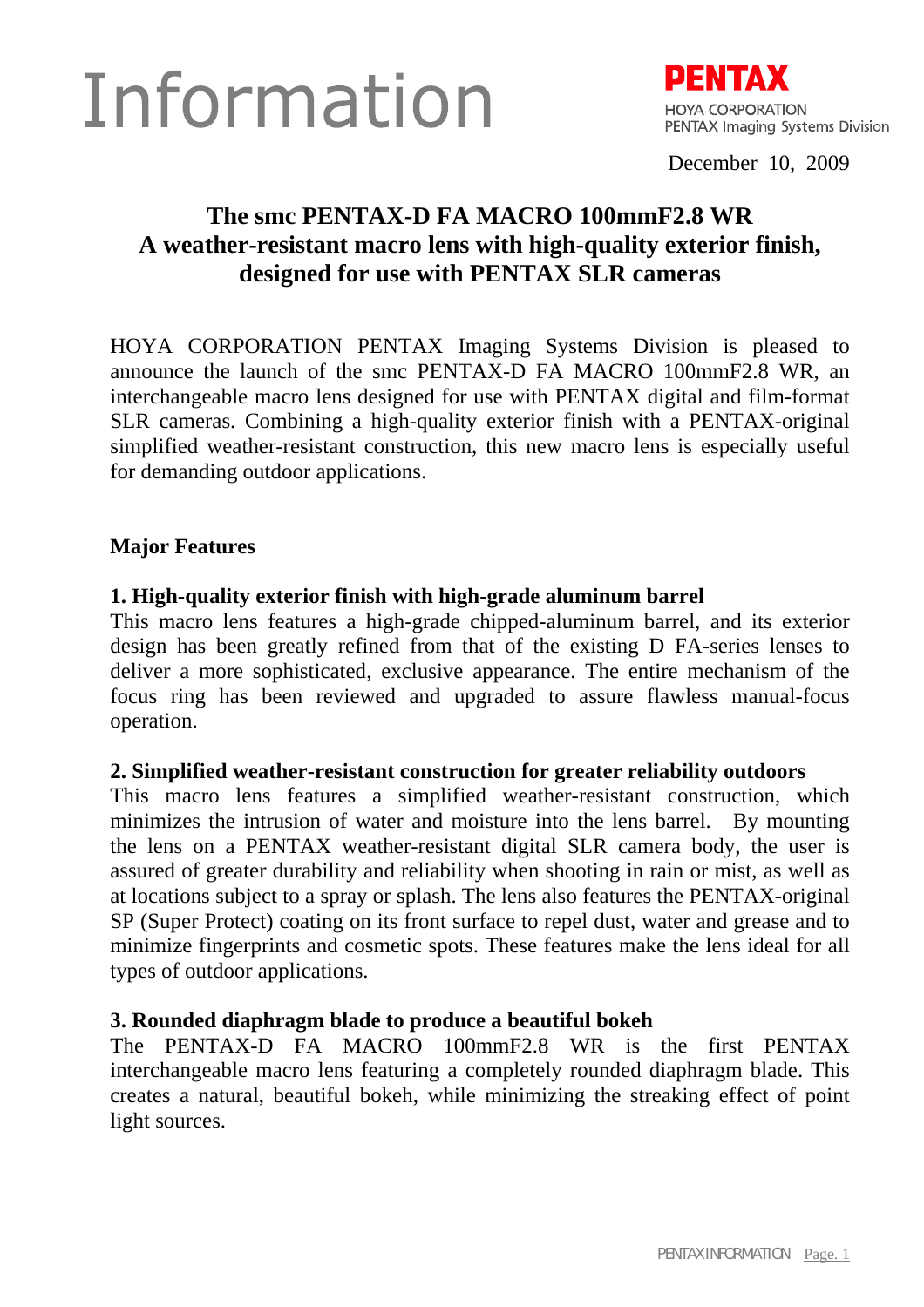# Information

**PENTAX**
HOYA CORPORATION
PENTAX Imaging Systems Division

December 10, 2009

## The smc PENTAX-D FA MACRO 100mmF2.8 WR
## A weather-resistant macro lens with high-quality exterior finish, designed for use with PENTAX SLR cameras

HOYA CORPORATION PENTAX Imaging Systems Division is pleased to announce the launch of the smc PENTAX-D FA MACRO 100mmF2.8 WR, an interchangeable macro lens designed for use with PENTAX digital and film-format SLR cameras. Combining a high-quality exterior finish with a PENTAX-original simplified weather-resistant construction, this new macro lens is especially useful for demanding outdoor applications.

### Major Features

**1. High-quality exterior finish with high-grade aluminum barrel**

This macro lens features a high-grade chipped-aluminum barrel, and its exterior design has been greatly refined from that of the existing D FA-series lenses to deliver a more sophisticated, exclusive appearance. The entire mechanism of the focus ring has been reviewed and upgraded to assure flawless manual-focus operation.

**2. Simplified weather-resistant construction for greater reliability outdoors**

This macro lens features a simplified weather-resistant construction, which minimizes the intrusion of water and moisture into the lens barrel. By mounting the lens on a PENTAX weather-resistant digital SLR camera body, the user is assured of greater durability and reliability when shooting in rain or mist, as well as at locations subject to a spray or splash. The lens also features the PENTAX-original SP (Super Protect) coating on its front surface to repel dust, water and grease and to minimize fingerprints and cosmetic spots. These features make the lens ideal for all types of outdoor applications.

**3. Rounded diaphragm blade to produce a beautiful bokeh**

The PENTAX-D FA MACRO 100mmF2.8 WR is the first PENTAX interchangeable macro lens featuring a completely rounded diaphragm blade. This creates a natural, beautiful bokeh, while minimizing the streaking effect of point light sources.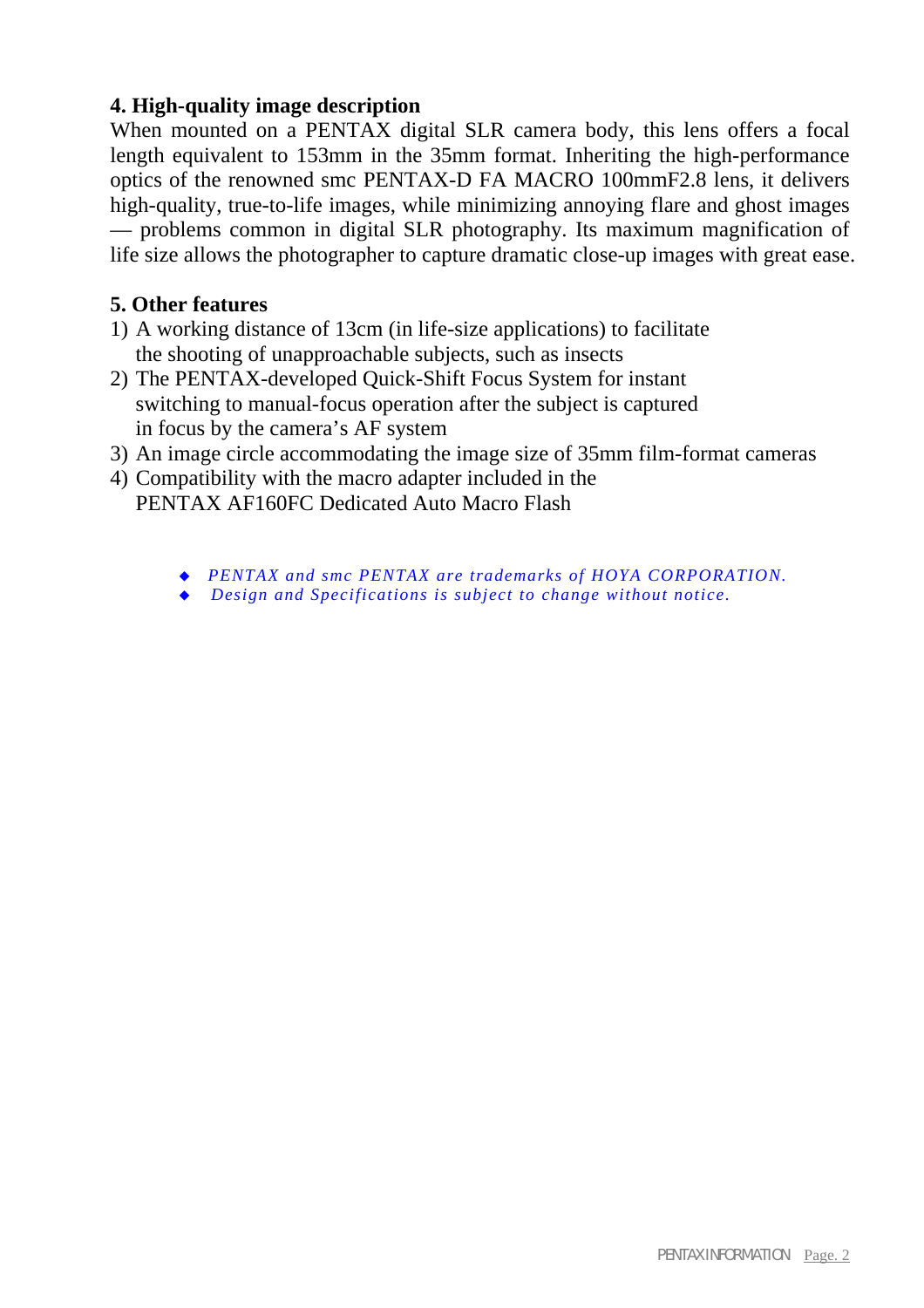## 4. High-quality image description

When mounted on a PENTAX digital SLR camera body, this lens offers a focal length equivalent to 153mm in the 35mm format. Inheriting the high-performance optics of the renowned smc PENTAX-D FA MACRO 100mmF2.8 lens, it delivers high-quality, true-to-life images, while minimizing annoying flare and ghost images — problems common in digital SLR photography. Its maximum magnification of life size allows the photographer to capture dramatic close-up images with great ease.

## 5. Other features

1) A working distance of 13cm (in life-size applications) to facilitate the shooting of unapproachable subjects, such as insects
2) The PENTAX-developed Quick-Shift Focus System for instant switching to manual-focus operation after the subject is captured in focus by the camera's AF system
3) An image circle accommodating the image size of 35mm film-format cameras
4) Compatibility with the macro adapter included in the PENTAX AF160FC Dedicated Auto Macro Flash

- *PENTAX and smc PENTAX are trademarks of HOYA CORPORATION.*
- *Design and Specifications is subject to change without notice.*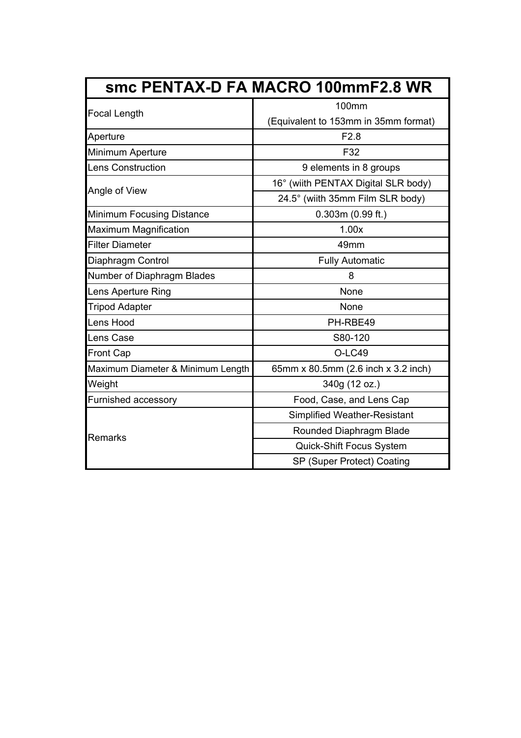# smc PENTAX-D FA MACRO 100mmF2.8 WR

| | |
|---|---|
| Focal Length | 100mm<br>(Equivalent to 153mm in 35mm format) |
| Aperture | F2.8 |
| Minimum Aperture | F32 |
| Lens Construction | 9 elements in 8 groups |
| Angle of View | 16° (wiith PENTAX Digital SLR body)<br>24.5° (wiith 35mm Film SLR body) |
| Minimum Focusing Distance | 0.303m (0.99 ft.) |
| Maximum Magnification | 1.00x |
| Filter Diameter | 49mm |
| Diaphragm Control | Fully Automatic |
| Number of Diaphragm Blades | 8 |
| Lens Aperture Ring | None |
| Tripod Adapter | None |
| Lens Hood | PH-RBE49 |
| Lens Case | S80-120 |
| Front Cap | O-LC49 |
| Maximum Diameter & Minimum Length | 65mm x 80.5mm (2.6 inch x 3.2 inch) |
| Weight | 340g (12 oz.) |
| Furnished accessory | Food, Case, and Lens Cap |
| Remarks | Simplified Weather-Resistant<br>Rounded Diaphragm Blade<br>Quick-Shift Focus System<br>SP (Super Protect) Coating |